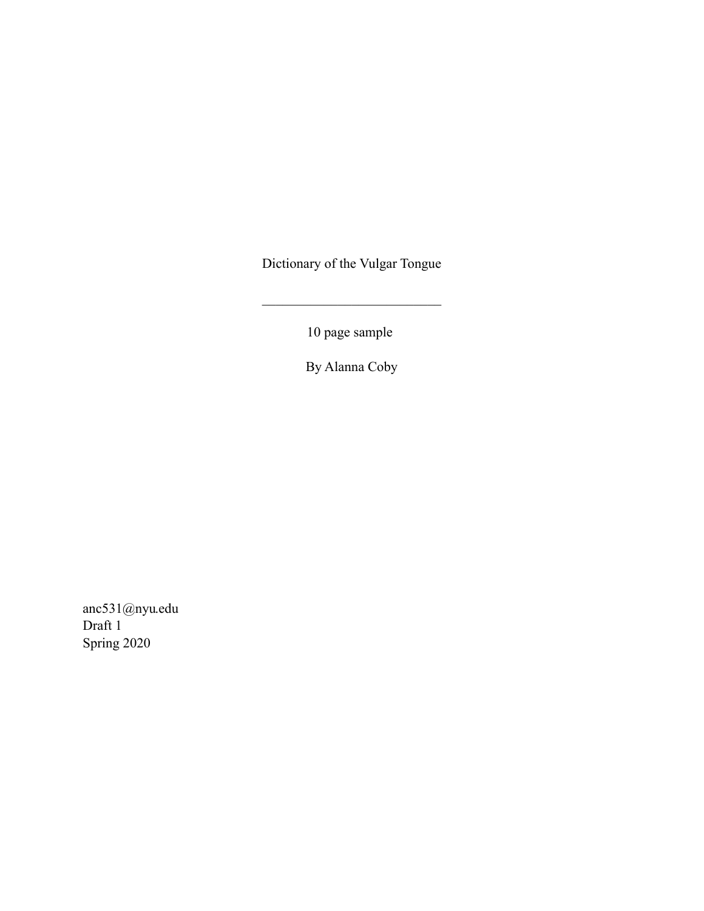# Dictionary of the Vulgar Tongue

---

10 page sample

By Alanna Coby

anc531@nyu.edu
Draft 1
Spring 2020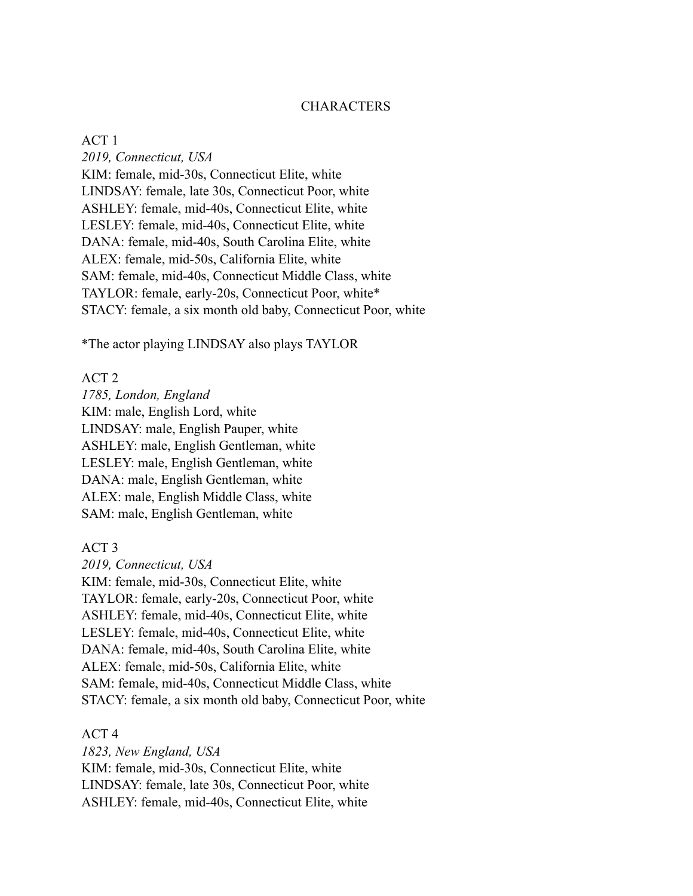# CHARACTERS

ACT 1

*2019, Connecticut, USA*

KIM: female, mid-30s, Connecticut Elite, white
LINDSAY: female, late 30s, Connecticut Poor, white
ASHLEY: female, mid-40s, Connecticut Elite, white
LESLEY: female, mid-40s, Connecticut Elite, white
DANA: female, mid-40s, South Carolina Elite, white
ALEX: female, mid-50s, California Elite, white
SAM: female, mid-40s, Connecticut Middle Class, white
TAYLOR: female, early-20s, Connecticut Poor, white*
STACY: female, a six month old baby, Connecticut Poor, white

*The actor playing LINDSAY also plays TAYLOR

ACT 2

*1785, London, England*

KIM: male, English Lord, white
LINDSAY: male, English Pauper, white
ASHLEY: male, English Gentleman, white
LESLEY: male, English Gentleman, white
DANA: male, English Gentleman, white
ALEX: male, English Middle Class, white
SAM: male, English Gentleman, white

ACT 3

*2019, Connecticut, USA*

KIM: female, mid-30s, Connecticut Elite, white
TAYLOR: female, early-20s, Connecticut Poor, white
ASHLEY: female, mid-40s, Connecticut Elite, white
LESLEY: female, mid-40s, Connecticut Elite, white
DANA: female, mid-40s, South Carolina Elite, white
ALEX: female, mid-50s, California Elite, white
SAM: female, mid-40s, Connecticut Middle Class, white
STACY: female, a six month old baby, Connecticut Poor, white

ACT 4

*1823, New England, USA*

KIM: female, mid-30s, Connecticut Elite, white
LINDSAY: female, late 30s, Connecticut Poor, white
ASHLEY: female, mid-40s, Connecticut Elite, white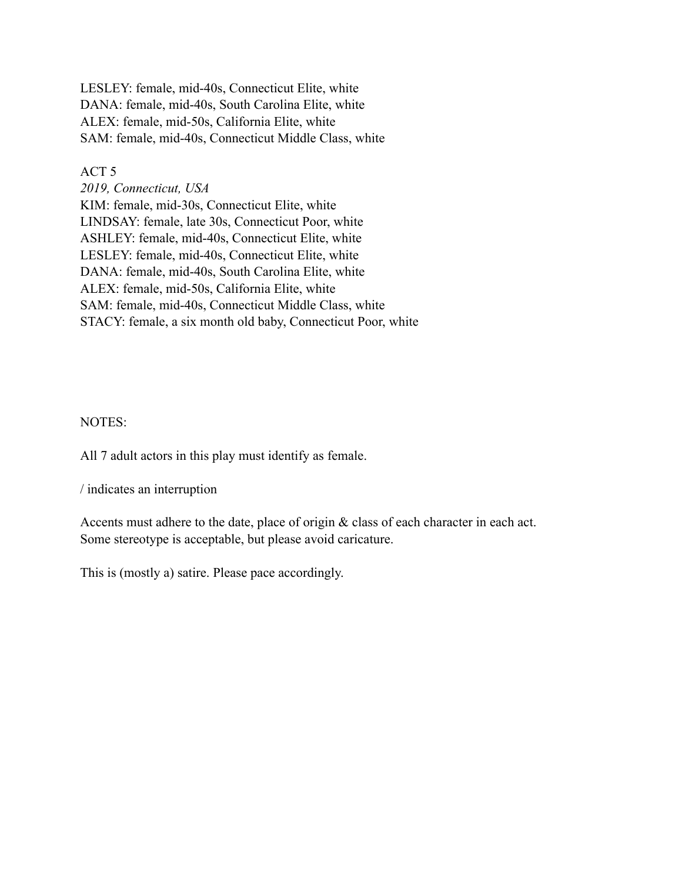LESLEY: female, mid-40s, Connecticut Elite, white
DANA: female, mid-40s, South Carolina Elite, white
ALEX: female, mid-50s, California Elite, white
SAM: female, mid-40s, Connecticut Middle Class, white

ACT 5
*2019, Connecticut, USA*
KIM: female, mid-30s, Connecticut Elite, white
LINDSAY: female, late 30s, Connecticut Poor, white
ASHLEY: female, mid-40s, Connecticut Elite, white
LESLEY: female, mid-40s, Connecticut Elite, white
DANA: female, mid-40s, South Carolina Elite, white
ALEX: female, mid-50s, California Elite, white
SAM: female, mid-40s, Connecticut Middle Class, white
STACY: female, a six month old baby, Connecticut Poor, white

NOTES:

All 7 adult actors in this play must identify as female.

/ indicates an interruption

Accents must adhere to the date, place of origin & class of each character in each act. Some stereotype is acceptable, but please avoid caricature.

This is (mostly a) satire. Please pace accordingly.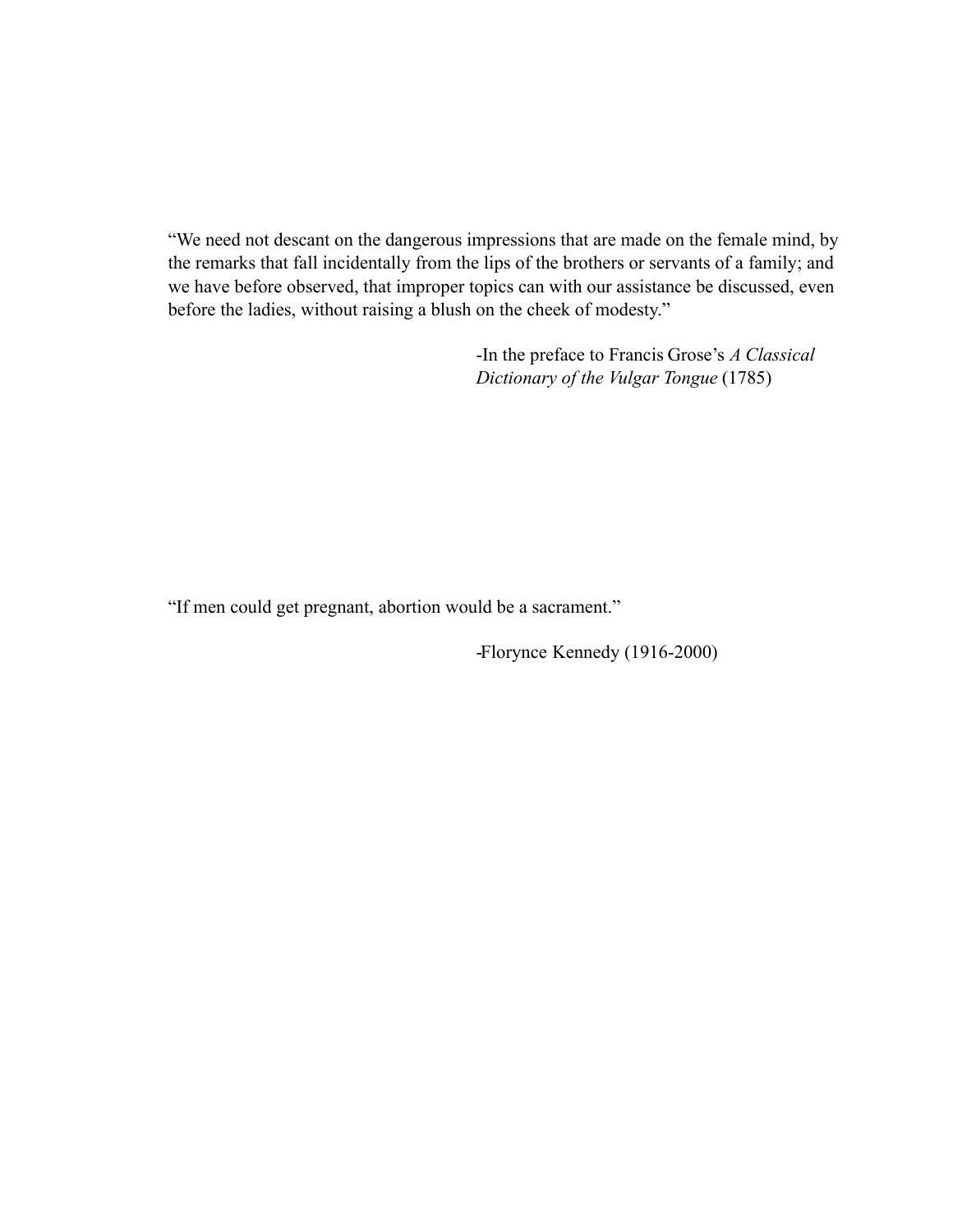“We need not descant on the dangerous impressions that are made on the female mind, by the remarks that fall incidentally from the lips of the brothers or servants of a family; and we have before observed, that improper topics can with our assistance be discussed, even before the ladies, without raising a blush on the cheek of modesty.”

-In the preface to Francis Grose’s *A Classical Dictionary of the Vulgar Tongue* (1785)

“If men could get pregnant, abortion would be a sacrament.”

-Florynce Kennedy (1916-2000)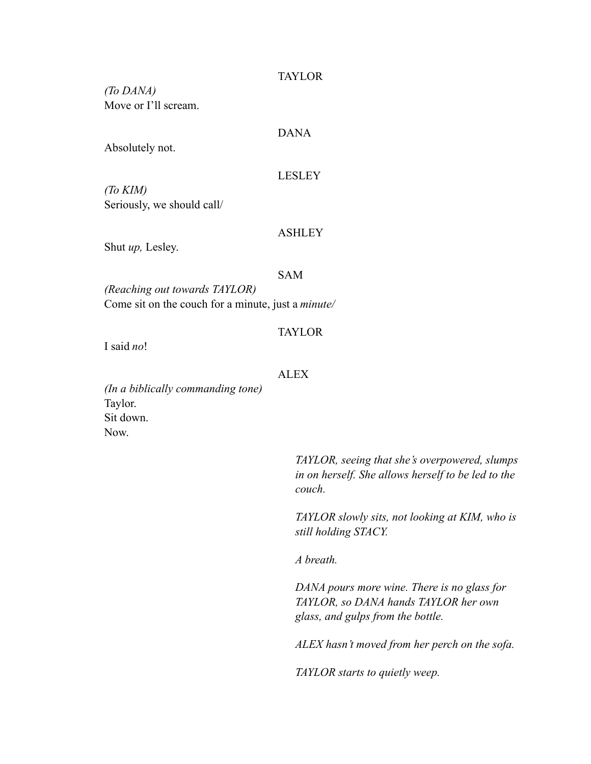TAYLOR

*(To DANA)*
Move or I'll scream.

DANA

Absolutely not.

LESLEY

*(To KIM)*
Seriously, we should call/

ASHLEY

Shut *up,* Lesley.

SAM

*(Reaching out towards TAYLOR)*
Come sit on the couch for a minute, just a *minute/*

TAYLOR

I said *no*!

ALEX

*(In a biblically commanding tone)*
Taylor.
Sit down.
Now.

*TAYLOR, seeing that she's overpowered, slumps in on herself. She allows herself to be led to the couch.*

*TAYLOR slowly sits, not looking at KIM, who is still holding STACY.*

*A breath.*

*DANA pours more wine. There is no glass for TAYLOR, so DANA hands TAYLOR her own glass, and gulps from the bottle.*

*ALEX hasn't moved from her perch on the sofa.*

*TAYLOR starts to quietly weep.*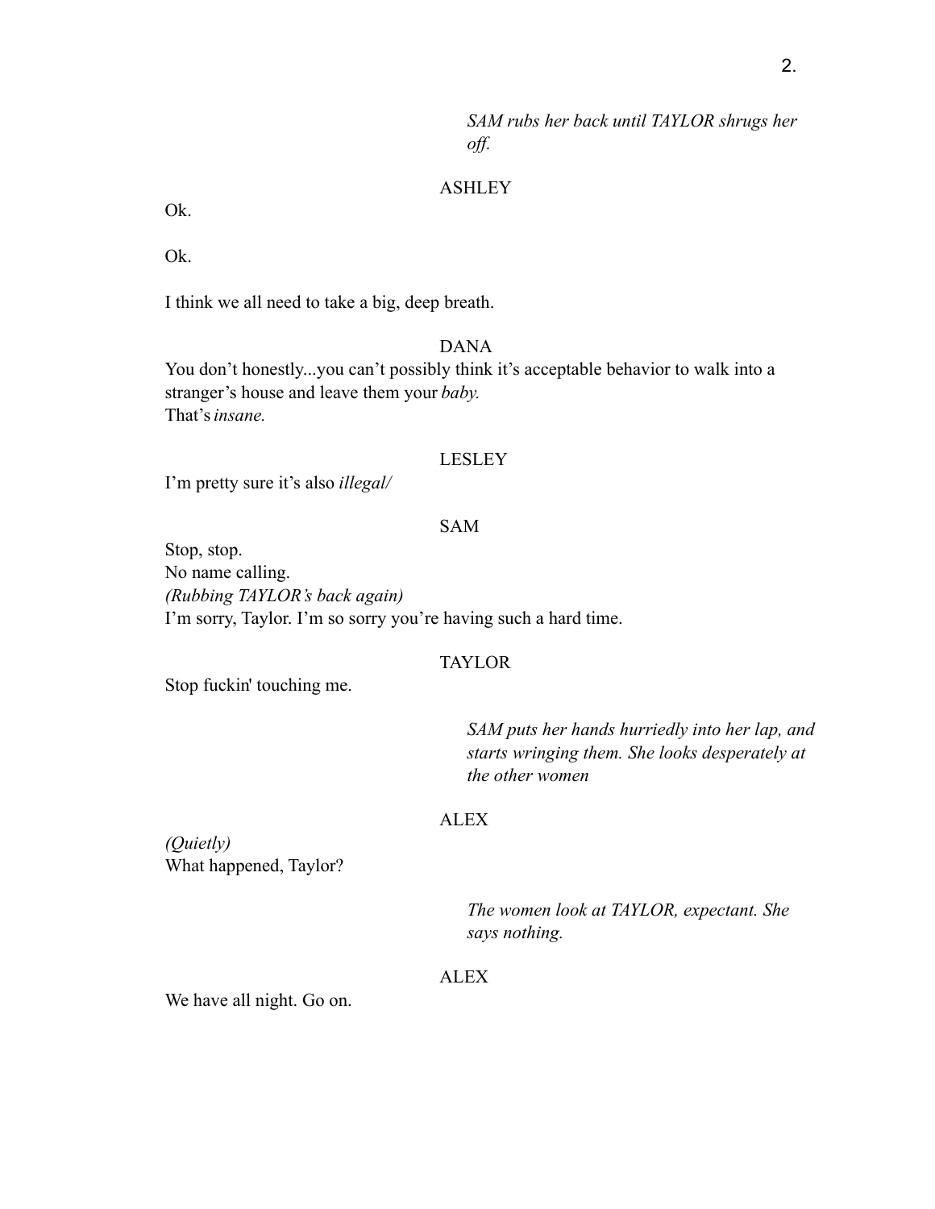*SAM rubs her back until TAYLOR shrugs her off.*

ASHLEY

Ok.

Ok.

I think we all need to take a big, deep breath.

DANA

You don't honestly...you can't possibly think it's acceptable behavior to walk into a stranger's house and leave them your *baby.*
That's *insane.*

LESLEY

I'm pretty sure it's also *illegal/*

SAM

Stop, stop.
No name calling.
*(Rubbing TAYLOR's back again)*
I'm sorry, Taylor. I'm so sorry you're having such a hard time.

TAYLOR

Stop fuckin' touching me.

*SAM puts her hands hurriedly into her lap, and starts wringing them. She looks desperately at the other women*

ALEX

*(Quietly)*
What happened, Taylor?

*The women look at TAYLOR, expectant. She says nothing.*

ALEX

We have all night. Go on.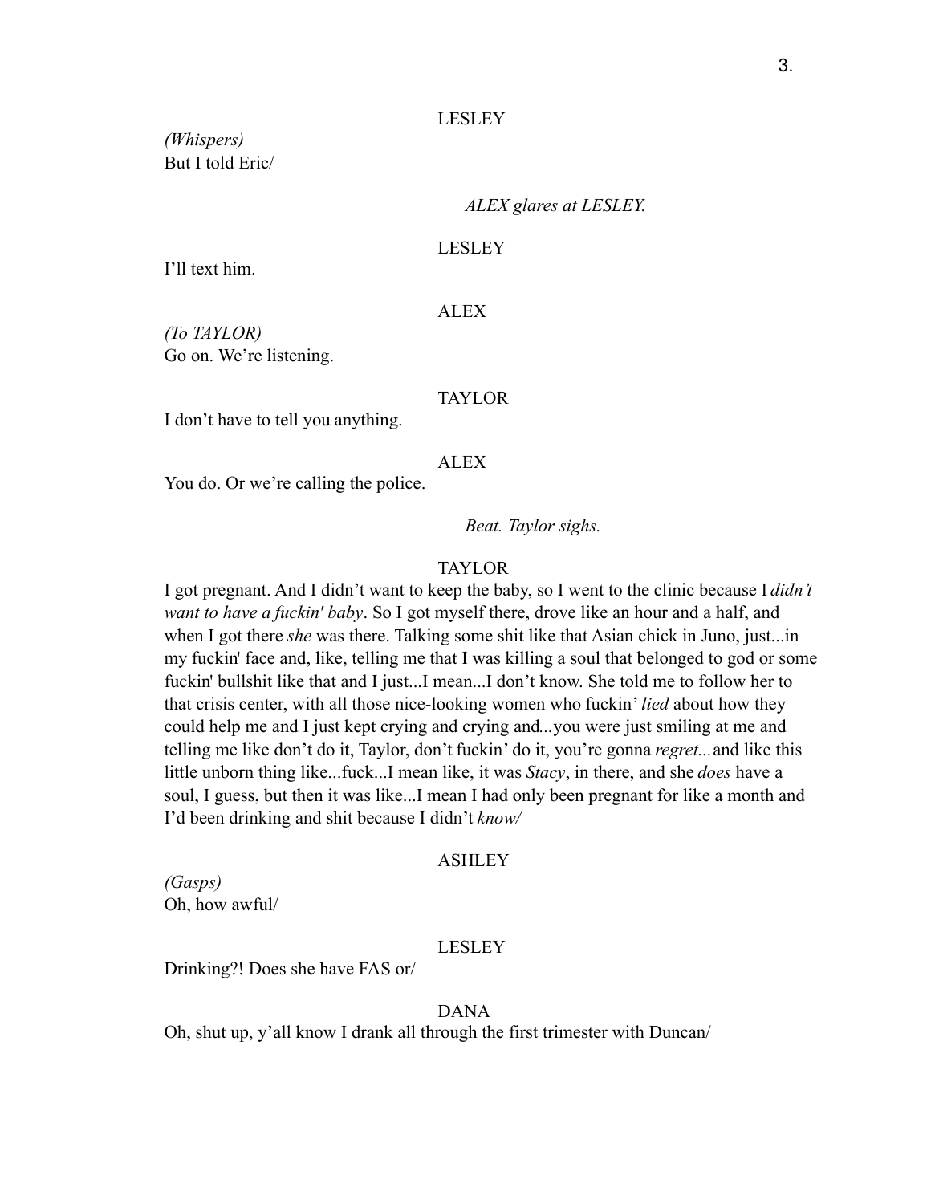LESLEY

*(Whispers)*
But I told Eric/

*ALEX glares at LESLEY.*

LESLEY

I'll text him.

ALEX

*(To TAYLOR)*
Go on. We're listening.

TAYLOR

I don't have to tell you anything.

ALEX

You do. Or we're calling the police.

*Beat. Taylor sighs.*

TAYLOR

I got pregnant. And I didn't want to keep the baby, so I went to the clinic because I *didn't want to have a fuckin' baby*. So I got myself there, drove like an hour and a half, and when I got there *she* was there. Talking some shit like that Asian chick in Juno, just...in my fuckin' face and, like, telling me that I was killing a soul that belonged to god or some fuckin' bullshit like that and I just...I mean...I don't know. She told me to follow her to that crisis center, with all those nice-looking women who fuckin' *lied* about how they could help me and I just kept crying and crying and...you were just smiling at me and telling me like don't do it, Taylor, don't fuckin' do it, you're gonna *regret...* and like this little unborn thing like...fuck...I mean like, it was *Stacy*, in there, and she *does* have a soul, I guess, but then it was like...I mean I had only been pregnant for like a month and I'd been drinking and shit because I didn't *know/*

ASHLEY

*(Gasps)*
Oh, how awful/

LESLEY

Drinking?! Does she have FAS or/

DANA

Oh, shut up, y'all know I drank all through the first trimester with Duncan/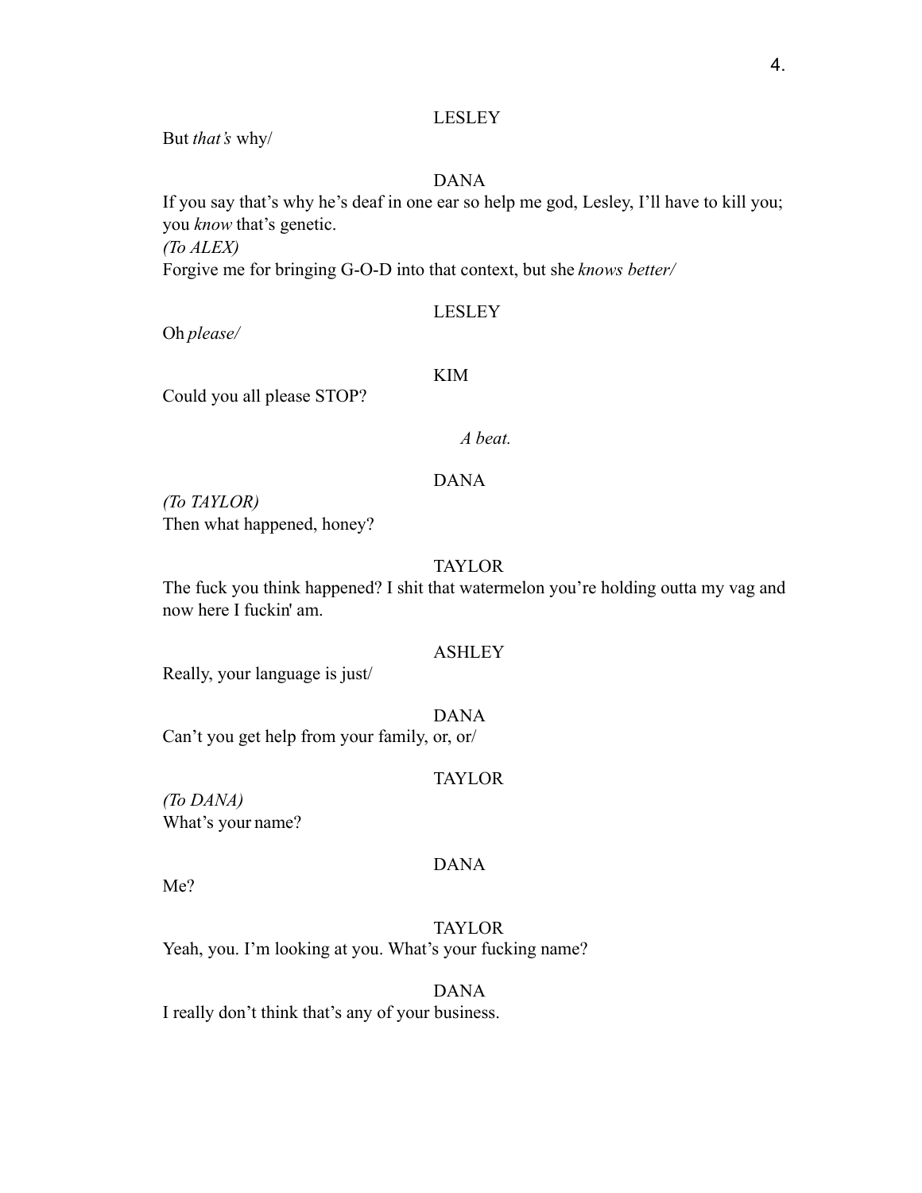LESLEY

But *that's* why/

DANA

If you say that's why he's deaf in one ear so help me god, Lesley, I'll have to kill you; you *know* that's genetic.
*(To ALEX)*
Forgive me for bringing G-O-D into that context, but she *knows better/*

LESLEY

Oh *please/*

KIM

Could you all please STOP?

*A beat.*

DANA

*(To TAYLOR)*
Then what happened, honey?

TAYLOR

The fuck you think happened? I shit that watermelon you're holding outta my vag and now here I fuckin' am.

ASHLEY

Really, your language is just/

DANA

Can't you get help from your family, or, or/

TAYLOR

*(To DANA)*
What's your name?

DANA

Me?

TAYLOR

Yeah, you. I'm looking at you. What's your fucking name?

DANA

I really don't think that's any of your business.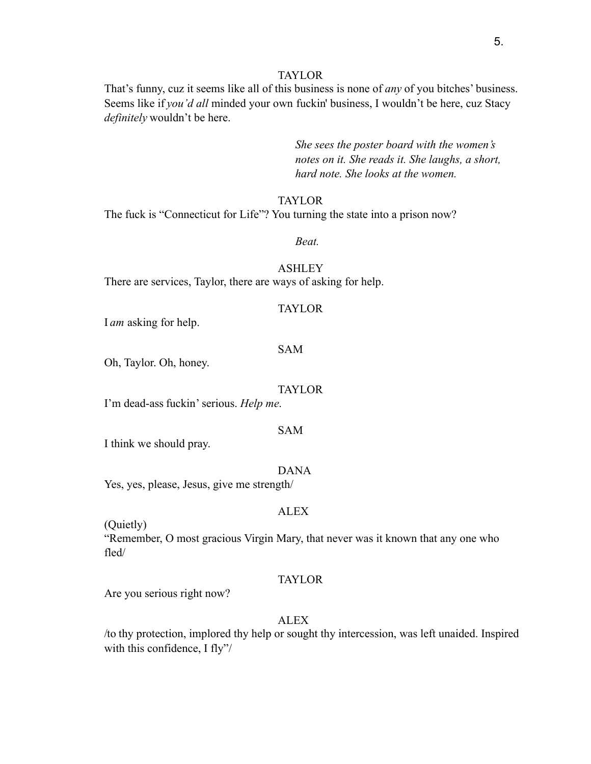TAYLOR

That's funny, cuz it seems like all of this business is none of *any* of you bitches' business. Seems like if *you'd all* minded your own fuckin' business, I wouldn't be here, cuz Stacy *definitely* wouldn't be here.

*She sees the poster board with the women's notes on it. She reads it. She laughs, a short, hard note. She looks at the women.*

TAYLOR

The fuck is "Connecticut for Life"? You turning the state into a prison now?

*Beat.*

ASHLEY

There are services, Taylor, there are ways of asking for help.

TAYLOR

I *am* asking for help.

SAM

Oh, Taylor. Oh, honey.

TAYLOR

I'm dead-ass fuckin' serious. *Help me.*

SAM

I think we should pray.

DANA

Yes, yes, please, Jesus, give me strength/

ALEX

(Quietly)
"Remember, O most gracious Virgin Mary, that never was it known that any one who fled/

TAYLOR

Are you serious right now?

ALEX

/to thy protection, implored thy help or sought thy intercession, was left unaided. Inspired with this confidence, I fly"/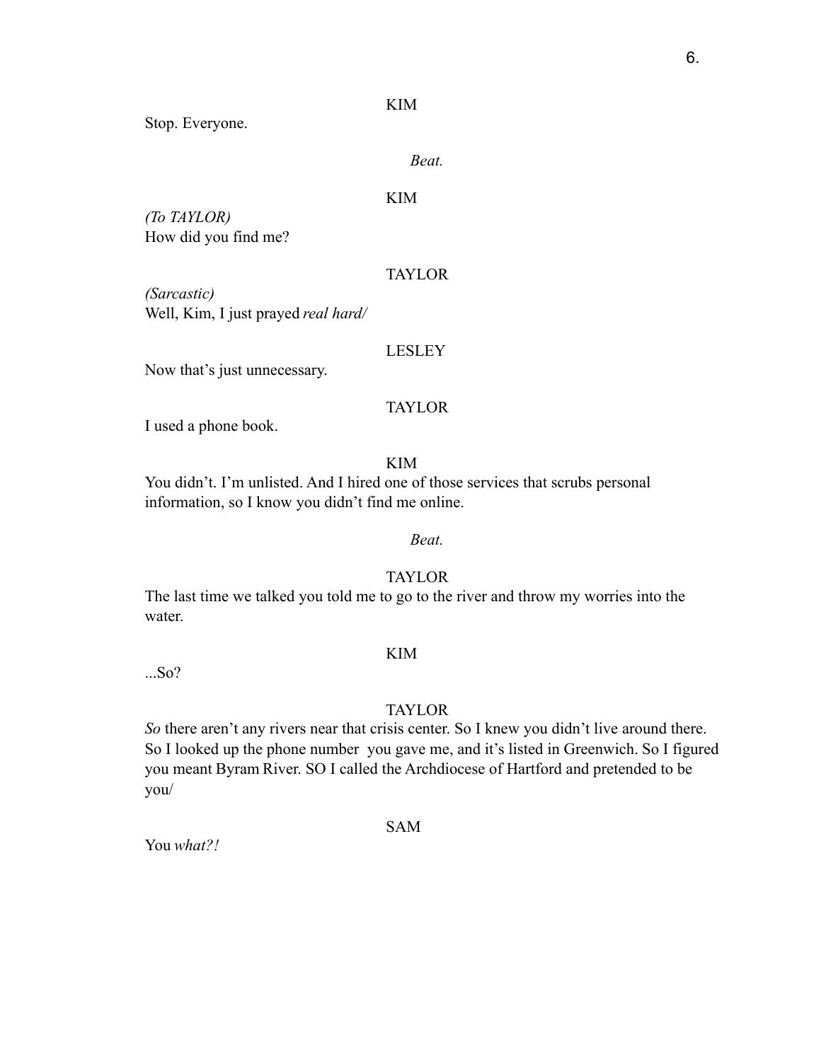KIM

Stop. Everyone.

*Beat.*

KIM

*(To TAYLOR)*
How did you find me?

TAYLOR

*(Sarcastic)*
Well, Kim, I just prayed *real hard/*

LESLEY

Now that's just unnecessary.

TAYLOR

I used a phone book.

KIM

You didn't. I'm unlisted. And I hired one of those services that scrubs personal information, so I know you didn't find me online.

*Beat.*

TAYLOR

The last time we talked you told me to go to the river and throw my worries into the water.

KIM

...So?

TAYLOR

*So* there aren't any rivers near that crisis center. So I knew you didn't live around there. So I looked up the phone number you gave me, and it's listed in Greenwich. So I figured you meant Byram River. SO I called the Archdiocese of Hartford and pretended to be you/

SAM

You *what?!*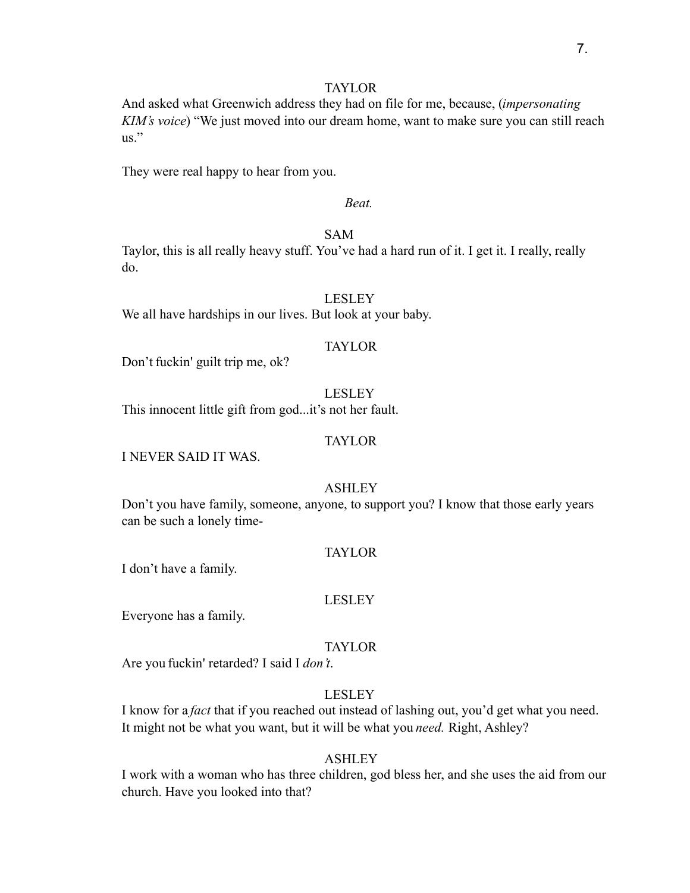TAYLOR

And asked what Greenwich address they had on file for me, because, (*impersonating KIM's voice*) "We just moved into our dream home, want to make sure you can still reach us."

They were real happy to hear from you.

*Beat.*

SAM

Taylor, this is all really heavy stuff. You've had a hard run of it. I get it. I really, really do.

LESLEY

We all have hardships in our lives. But look at your baby.

TAYLOR

Don't fuckin' guilt trip me, ok?

LESLEY

This innocent little gift from god...it's not her fault.

TAYLOR

I NEVER SAID IT WAS.

ASHLEY

Don't you have family, someone, anyone, to support you? I know that those early years can be such a lonely time-

TAYLOR

I don't have a family.

LESLEY

Everyone has a family.

TAYLOR

Are you fuckin' retarded? I said I *don't.*

LESLEY

I know for a *fact* that if you reached out instead of lashing out, you'd get what you need. It might not be what you want, but it will be what you *need.* Right, Ashley?

ASHLEY

I work with a woman who has three children, god bless her, and she uses the aid from our church. Have you looked into that?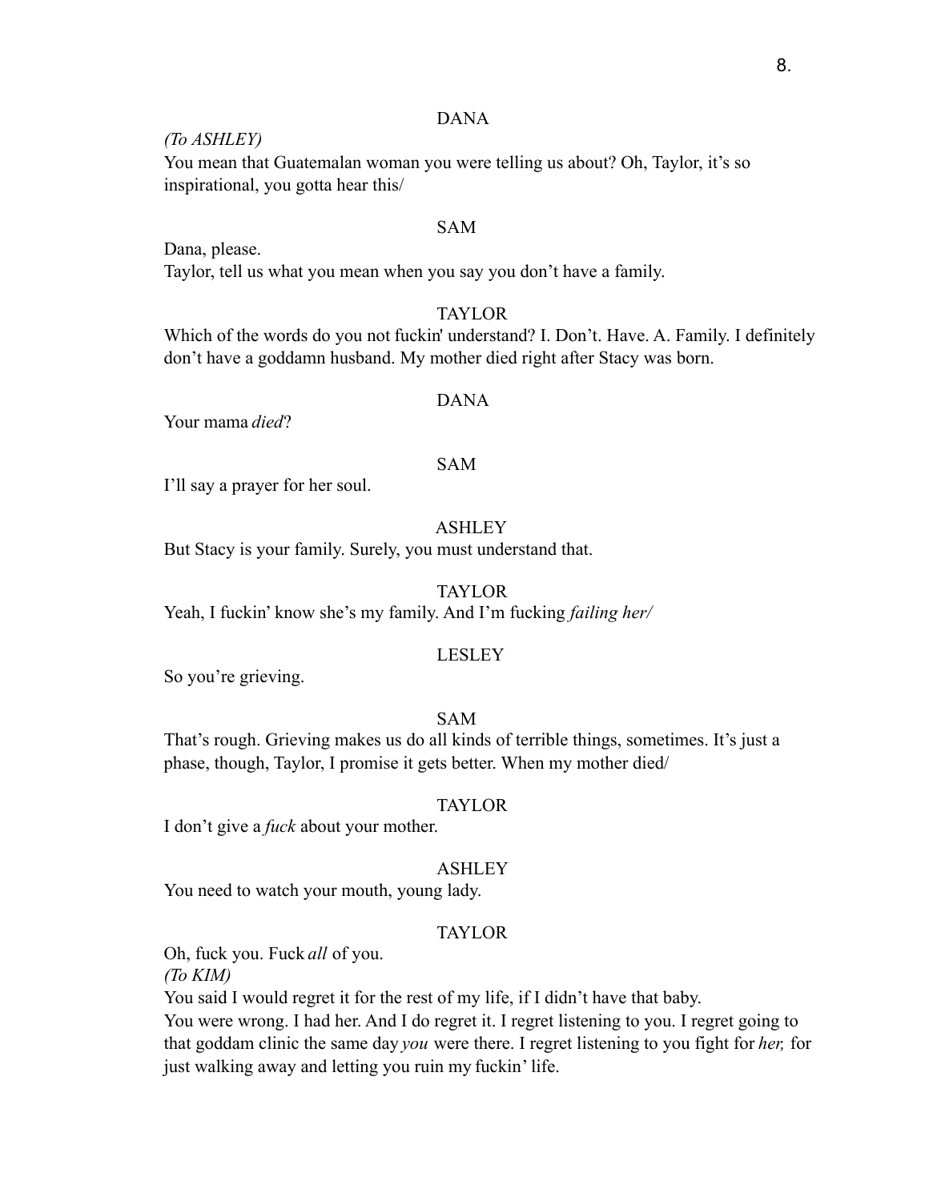DANA

*(To ASHLEY)*

You mean that Guatemalan woman you were telling us about? Oh, Taylor, it's so inspirational, you gotta hear this/

SAM

Dana, please.

Taylor, tell us what you mean when you say you don't have a family.

TAYLOR

Which of the words do you not fuckin' understand? I. Don't. Have. A. Family. I definitely don't have a goddamn husband. My mother died right after Stacy was born.

DANA

Your mama *died*?

SAM

I'll say a prayer for her soul.

ASHLEY

But Stacy is your family. Surely, you must understand that.

TAYLOR

Yeah, I fuckin' know she's my family. And I'm fucking *failing her/*

LESLEY

So you're grieving.

SAM

That's rough. Grieving makes us do all kinds of terrible things, sometimes. It's just a phase, though, Taylor, I promise it gets better. When my mother died/

TAYLOR

I don't give a *fuck* about your mother.

ASHLEY

You need to watch your mouth, young lady.

TAYLOR

Oh, fuck you. Fuck *all* of you.

*(To KIM)*

You said I would regret it for the rest of my life, if I didn't have that baby.

You were wrong. I had her. And I do regret it. I regret listening to you. I regret going to that goddam clinic the same day *you* were there. I regret listening to you fight for *her,* for just walking away and letting you ruin my fuckin' life.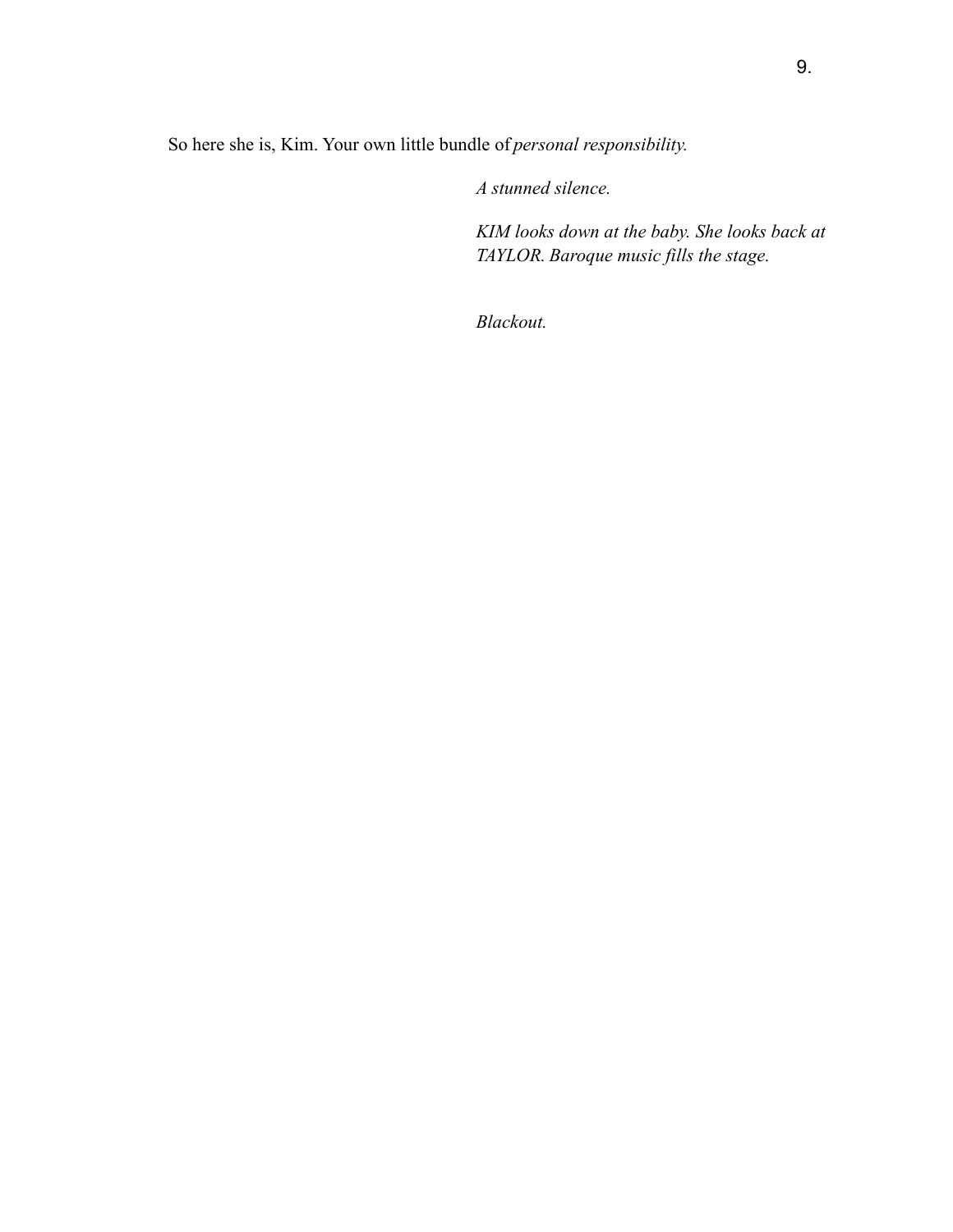So here she is, Kim. Your own little bundle of *personal responsibility.*

*A stunned silence.*

*KIM looks down at the baby. She looks back at TAYLOR. Baroque music fills the stage.*

*Blackout.*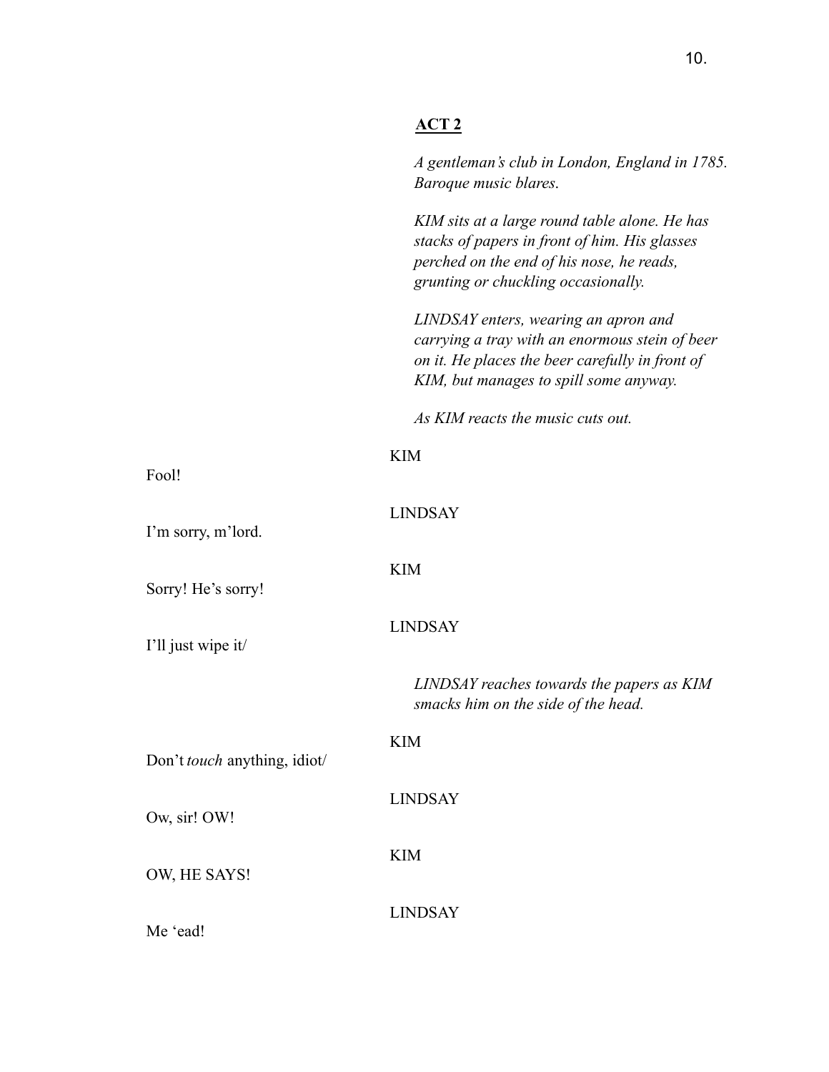## ACT 2

*A gentleman's club in London, England in 1785. Baroque music blares.*

*KIM sits at a large round table alone. He has stacks of papers in front of him. His glasses perched on the end of his nose, he reads, grunting or chuckling occasionally.*

*LINDSAY enters, wearing an apron and carrying a tray with an enormous stein of beer on it. He places the beer carefully in front of KIM, but manages to spill some anyway.*

*As KIM reacts the music cuts out.*

KIM

Fool!

LINDSAY

I'm sorry, m'lord.

KIM

Sorry! He's sorry!

LINDSAY

I'll just wipe it/

*LINDSAY reaches towards the papers as KIM smacks him on the side of the head.*

KIM

Don't *touch* anything, idiot/

LINDSAY

Ow, sir! OW!

KIM

OW, HE SAYS!

LINDSAY

Me 'ead!